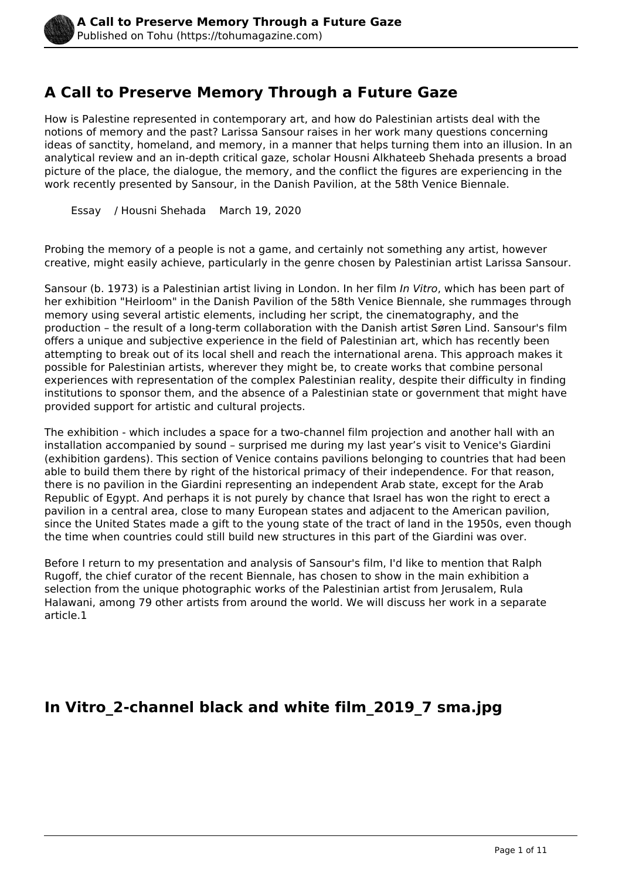# A Call to Preserve Memory Through a Future Gaze

How is Palestine represented in contemporary art, and how do Palestinian artists deal with the notions of memory and the past? Larissa Sansour raises in her work many questions concerning ideas of sanctity, homeland, and memory, in a manner that helps turning them into an illusion. In an analytical review and an in-depth critical gaze, scholar Housni Alkhateeb Shehada presents a broad picture of the place, the dialogue, the memory, and the conflict the figures are experiencing in the work recently presented by Sansour, in the Danish Pavilion, at the 58th Venice Biennale.

Essay / Housni Shehada March 19, 2020

Probing the memory of a people is not a game, and certainly not something any artist, however creative, might easily achieve, particularly in the genre chosen by Palestinian artist Larissa Sansour.

Sansour (b. 1973) is a Palestinian artist living in London. In her film *In Vitro*, which has been part of her exhibition "Heirloom" in the Danish Pavilion of the 58th Venice Biennale, she rummages through memory using several artistic elements, including her script, the cinematography, and the production – the result of a long-term collaboration with the Danish artist Søren Lind. Sansour's film offers a unique and subjective experience in the field of Palestinian art, which has recently been attempting to break out of its local shell and reach the international arena. This approach makes it possible for Palestinian artists, wherever they might be, to create works that combine personal experiences with representation of the complex Palestinian reality, despite their difficulty in finding institutions to sponsor them, and the absence of a Palestinian state or government that might have provided support for artistic and cultural projects.

The exhibition - which includes a space for a two-channel film projection and another hall with an installation accompanied by sound – surprised me during my last year's visit to Venice's Giardini (exhibition gardens). This section of Venice contains pavilions belonging to countries that had been able to build them there by right of the historical primacy of their independence. For that reason, there is no pavilion in the Giardini representing an independent Arab state, except for the Arab Republic of Egypt. And perhaps it is not purely by chance that Israel has won the right to erect a pavilion in a central area, close to many European states and adjacent to the American pavilion, since the United States made a gift to the young state of the tract of land in the 1950s, even though the time when countries could still build new structures in this part of the Giardini was over.

Before I return to my presentation and analysis of Sansour's film, I'd like to mention that Ralph Rugoff, the chief curator of the recent Biennale, has chosen to show in the main exhibition a selection from the unique photographic works of the Palestinian artist from Jerusalem, Rula Halawani, among 79 other artists from around the world. We will discuss her work in a separate article.[1]

## In Vitro_2-channel black and white film_2019_7 sma.jpg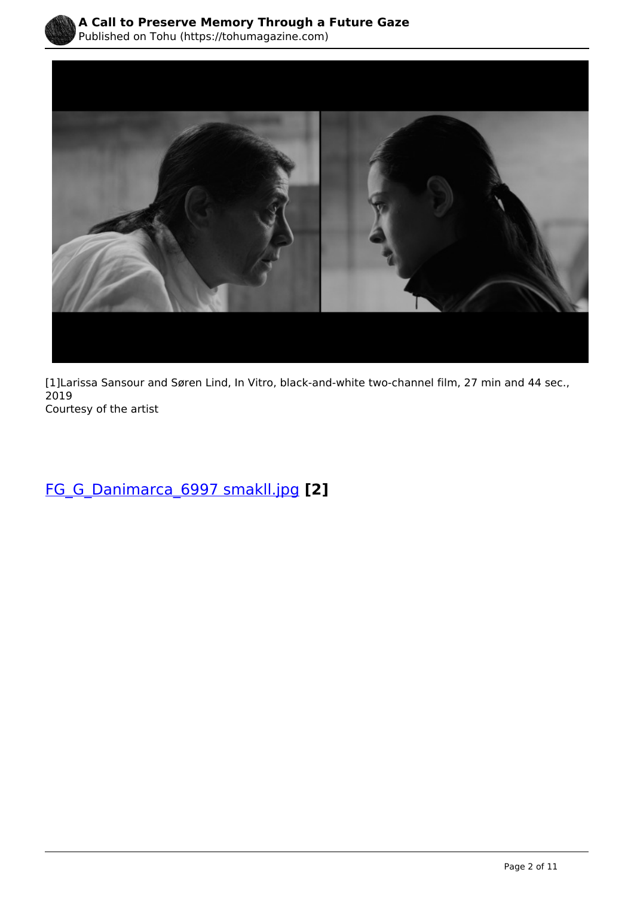[1]Larissa Sansour and Søren Lind, In Vitro, black-and-white two-channel film, 27 min and 44 sec., 2019
Courtesy of the artist

FG_G_Danimarca_6997 smakll.jpg **[2]**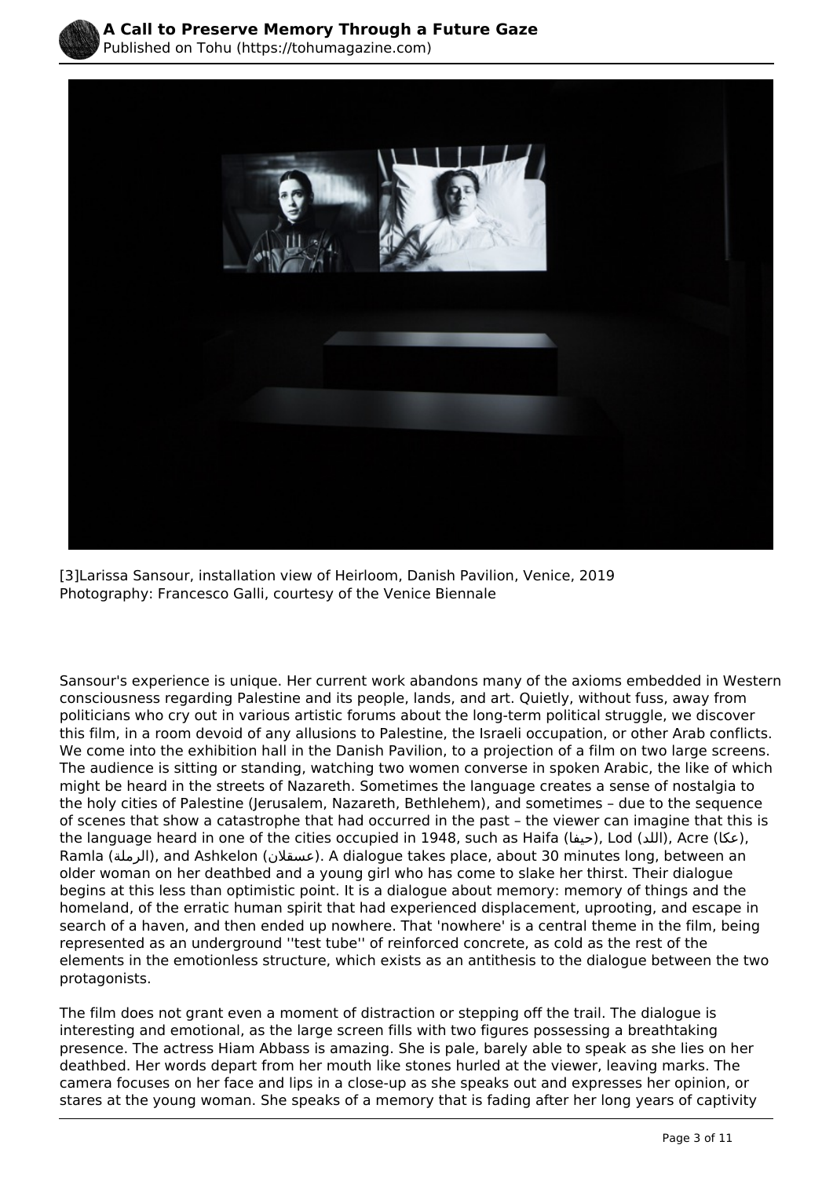[3]Larissa Sansour, installation view of Heirloom, Danish Pavilion, Venice, 2019
Photography: Francesco Galli, courtesy of the Venice Biennale

Sansour's experience is unique. Her current work abandons many of the axioms embedded in Western consciousness regarding Palestine and its people, lands, and art. Quietly, without fuss, away from politicians who cry out in various artistic forums about the long-term political struggle, we discover this film, in a room devoid of any allusions to Palestine, the Israeli occupation, or other Arab conflicts. We come into the exhibition hall in the Danish Pavilion, to a projection of a film on two large screens. The audience is sitting or standing, watching two women converse in spoken Arabic, the like of which might be heard in the streets of Nazareth. Sometimes the language creates a sense of nostalgia to the holy cities of Palestine (Jerusalem, Nazareth, Bethlehem), and sometimes – due to the sequence of scenes that show a catastrophe that had occurred in the past – the viewer can imagine that this is the language heard in one of the cities occupied in 1948, such as Haifa (حيفا), Lod (اللد), Acre (عكا), Ramla (الرملة), and Ashkelon (عسقلان). A dialogue takes place, about 30 minutes long, between an older woman on her deathbed and a young girl who has come to slake her thirst. Their dialogue begins at this less than optimistic point. It is a dialogue about memory: memory of things and the homeland, of the erratic human spirit that had experienced displacement, uprooting, and escape in search of a haven, and then ended up nowhere. That 'nowhere' is a central theme in the film, being represented as an underground ''test tube'' of reinforced concrete, as cold as the rest of the elements in the emotionless structure, which exists as an antithesis to the dialogue between the two protagonists.

The film does not grant even a moment of distraction or stepping off the trail. The dialogue is interesting and emotional, as the large screen fills with two figures possessing a breathtaking presence. The actress Hiam Abbass is amazing. She is pale, barely able to speak as she lies on her deathbed. Her words depart from her mouth like stones hurled at the viewer, leaving marks. The camera focuses on her face and lips in a close-up as she speaks out and expresses her opinion, or stares at the young woman. She speaks of a memory that is fading after her long years of captivity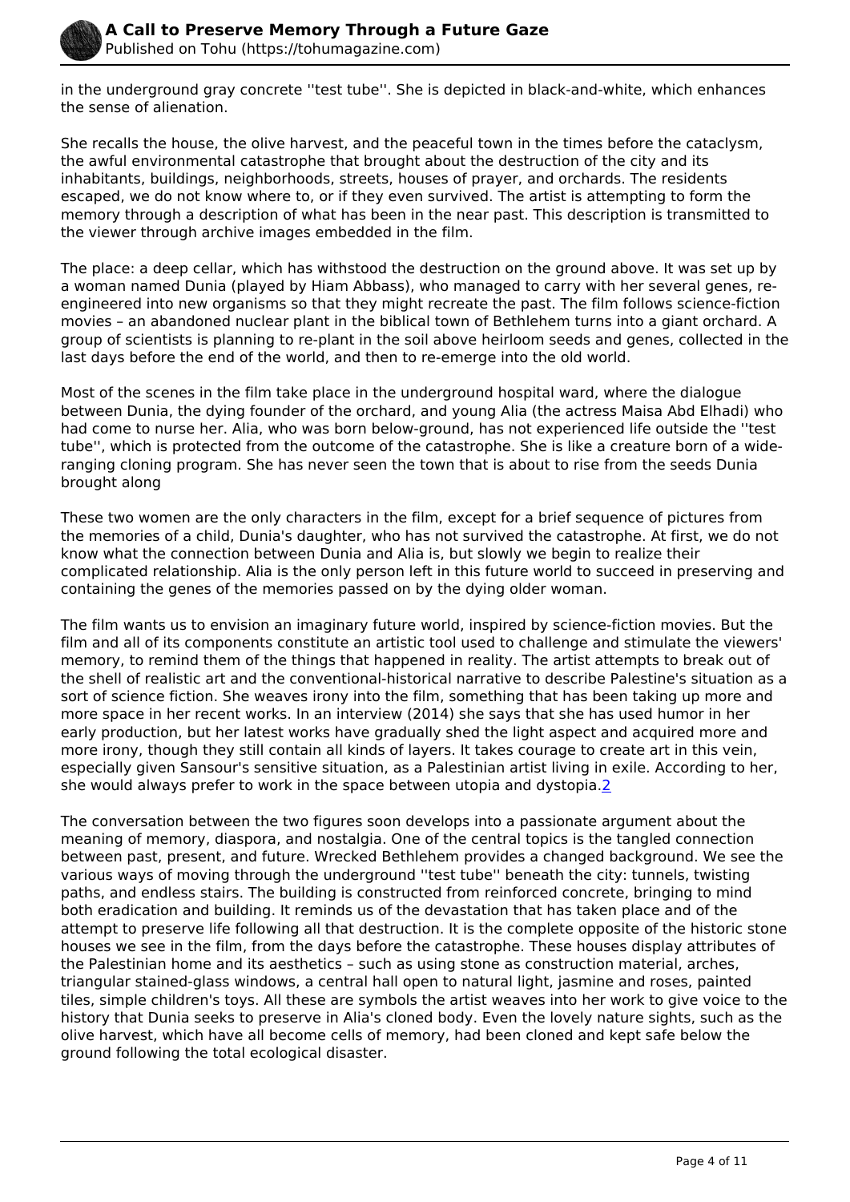in the underground gray concrete ''test tube''. She is depicted in black-and-white, which enhances the sense of alienation.

She recalls the house, the olive harvest, and the peaceful town in the times before the cataclysm, the awful environmental catastrophe that brought about the destruction of the city and its inhabitants, buildings, neighborhoods, streets, houses of prayer, and orchards. The residents escaped, we do not know where to, or if they even survived. The artist is attempting to form the memory through a description of what has been in the near past. This description is transmitted to the viewer through archive images embedded in the film.

The place: a deep cellar, which has withstood the destruction on the ground above. It was set up by a woman named Dunia (played by Hiam Abbass), who managed to carry with her several genes, re-engineered into new organisms so that they might recreate the past. The film follows science-fiction movies – an abandoned nuclear plant in the biblical town of Bethlehem turns into a giant orchard. A group of scientists is planning to re-plant in the soil above heirloom seeds and genes, collected in the last days before the end of the world, and then to re-emerge into the old world.

Most of the scenes in the film take place in the underground hospital ward, where the dialogue between Dunia, the dying founder of the orchard, and young Alia (the actress Maisa Abd Elhadi) who had come to nurse her. Alia, who was born below-ground, has not experienced life outside the ''test tube'', which is protected from the outcome of the catastrophe. She is like a creature born of a wide-ranging cloning program. She has never seen the town that is about to rise from the seeds Dunia brought along

These two women are the only characters in the film, except for a brief sequence of pictures from the memories of a child, Dunia's daughter, who has not survived the catastrophe. At first, we do not know what the connection between Dunia and Alia is, but slowly we begin to realize their complicated relationship. Alia is the only person left in this future world to succeed in preserving and containing the genes of the memories passed on by the dying older woman.

The film wants us to envision an imaginary future world, inspired by science-fiction movies. But the film and all of its components constitute an artistic tool used to challenge and stimulate the viewers' memory, to remind them of the things that happened in reality. The artist attempts to break out of the shell of realistic art and the conventional-historical narrative to describe Palestine's situation as a sort of science fiction. She weaves irony into the film, something that has been taking up more and more space in her recent works. In an interview (2014) she says that she has used humor in her early production, but her latest works have gradually shed the light aspect and acquired more and more irony, though they still contain all kinds of layers. It takes courage to create art in this vein, especially given Sansour's sensitive situation, as a Palestinian artist living in exile. According to her, she would always prefer to work in the space between utopia and dystopia.[2]

The conversation between the two figures soon develops into a passionate argument about the meaning of memory, diaspora, and nostalgia. One of the central topics is the tangled connection between past, present, and future. Wrecked Bethlehem provides a changed background. We see the various ways of moving through the underground ''test tube'' beneath the city: tunnels, twisting paths, and endless stairs. The building is constructed from reinforced concrete, bringing to mind both eradication and building. It reminds us of the devastation that has taken place and of the attempt to preserve life following all that destruction. It is the complete opposite of the historic stone houses we see in the film, from the days before the catastrophe. These houses display attributes of the Palestinian home and its aesthetics – such as using stone as construction material, arches, triangular stained-glass windows, a central hall open to natural light, jasmine and roses, painted tiles, simple children's toys. All these are symbols the artist weaves into her work to give voice to the history that Dunia seeks to preserve in Alia's cloned body. Even the lovely nature sights, such as the olive harvest, which have all become cells of memory, had been cloned and kept safe below the ground following the total ecological disaster.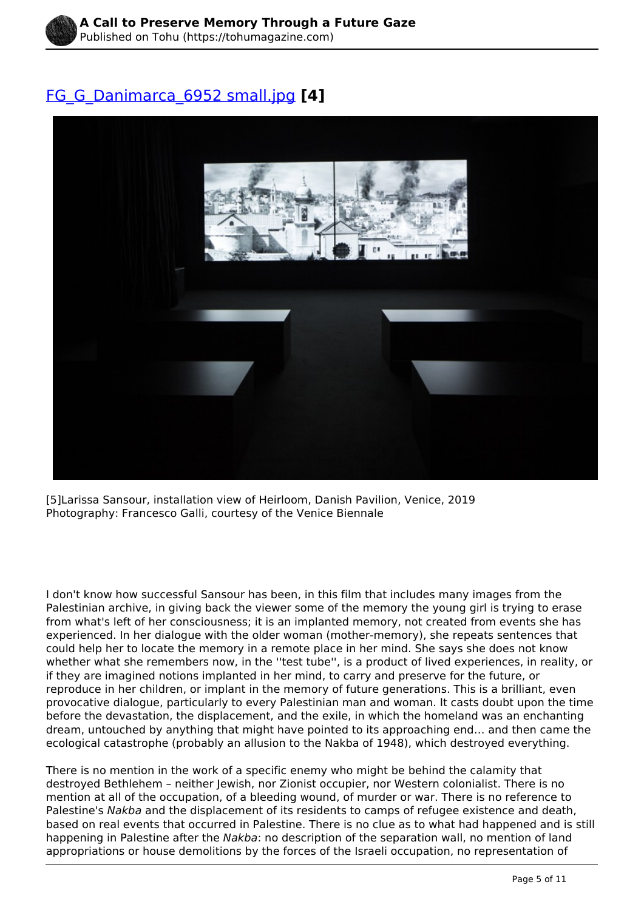[FG_G_Danimarca_6952 small.jpg](#) **[4]**

[5]Larissa Sansour, installation view of Heirloom, Danish Pavilion, Venice, 2019
Photography: Francesco Galli, courtesy of the Venice Biennale

I don't know how successful Sansour has been, in this film that includes many images from the Palestinian archive, in giving back the viewer some of the memory the young girl is trying to erase from what's left of her consciousness; it is an implanted memory, not created from events she has experienced. In her dialogue with the older woman (mother-memory), she repeats sentences that could help her to locate the memory in a remote place in her mind. She says she does not know whether what she remembers now, in the ''test tube'', is a product of lived experiences, in reality, or if they are imagined notions implanted in her mind, to carry and preserve for the future, or reproduce in her children, or implant in the memory of future generations. This is a brilliant, even provocative dialogue, particularly to every Palestinian man and woman. It casts doubt upon the time before the devastation, the displacement, and the exile, in which the homeland was an enchanting dream, untouched by anything that might have pointed to its approaching end… and then came the ecological catastrophe (probably an allusion to the Nakba of 1948), which destroyed everything.

There is no mention in the work of a specific enemy who might be behind the calamity that destroyed Bethlehem – neither Jewish, nor Zionist occupier, nor Western colonialist. There is no mention at all of the occupation, of a bleeding wound, of murder or war. There is no reference to Palestine's *Nakba* and the displacement of its residents to camps of refugee existence and death, based on real events that occurred in Palestine. There is no clue as to what had happened and is still happening in Palestine after the *Nakba*: no description of the separation wall, no mention of land appropriations or house demolitions by the forces of the Israeli occupation, no representation of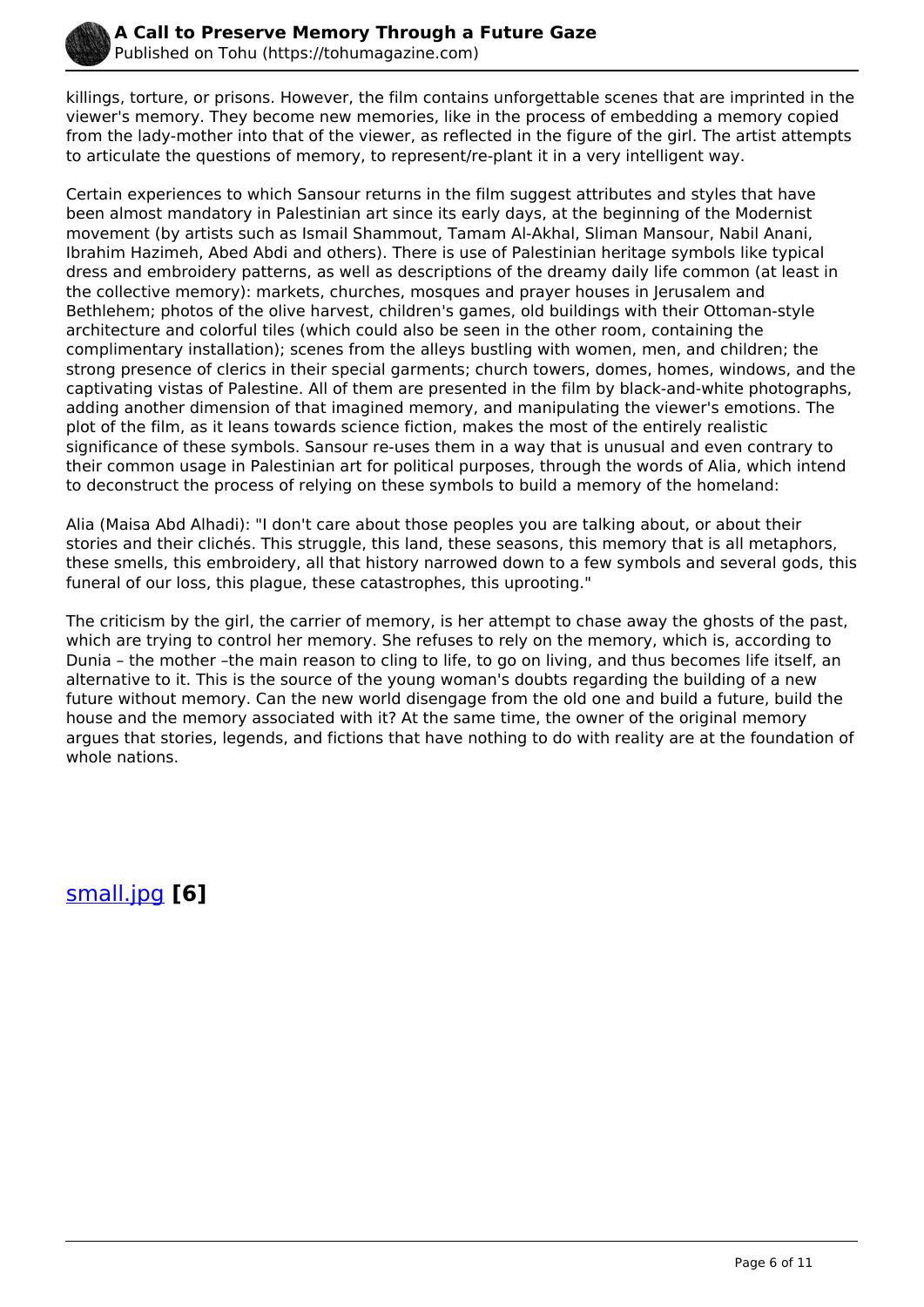killings, torture, or prisons. However, the film contains unforgettable scenes that are imprinted in the viewer's memory. They become new memories, like in the process of embedding a memory copied from the lady-mother into that of the viewer, as reflected in the figure of the girl. The artist attempts to articulate the questions of memory, to represent/re-plant it in a very intelligent way.

Certain experiences to which Sansour returns in the film suggest attributes and styles that have been almost mandatory in Palestinian art since its early days, at the beginning of the Modernist movement (by artists such as Ismail Shammout, Tamam Al-Akhal, Sliman Mansour, Nabil Anani, Ibrahim Hazimeh, Abed Abdi and others). There is use of Palestinian heritage symbols like typical dress and embroidery patterns, as well as descriptions of the dreamy daily life common (at least in the collective memory): markets, churches, mosques and prayer houses in Jerusalem and Bethlehem; photos of the olive harvest, children's games, old buildings with their Ottoman-style architecture and colorful tiles (which could also be seen in the other room, containing the complimentary installation); scenes from the alleys bustling with women, men, and children; the strong presence of clerics in their special garments; church towers, domes, homes, windows, and the captivating vistas of Palestine. All of them are presented in the film by black-and-white photographs, adding another dimension of that imagined memory, and manipulating the viewer's emotions. The plot of the film, as it leans towards science fiction, makes the most of the entirely realistic significance of these symbols. Sansour re-uses them in a way that is unusual and even contrary to their common usage in Palestinian art for political purposes, through the words of Alia, which intend to deconstruct the process of relying on these symbols to build a memory of the homeland:

Alia (Maisa Abd Alhadi): "I don't care about those peoples you are talking about, or about their stories and their clichés. This struggle, this land, these seasons, this memory that is all metaphors, these smells, this embroidery, all that history narrowed down to a few symbols and several gods, this funeral of our loss, this plague, these catastrophes, this uprooting."

The criticism by the girl, the carrier of memory, is her attempt to chase away the ghosts of the past, which are trying to control her memory. She refuses to rely on the memory, which is, according to Dunia – the mother –the main reason to cling to life, to go on living, and thus becomes life itself, an alternative to it. This is the source of the young woman's doubts regarding the building of a new future without memory. Can the new world disengage from the old one and build a future, build the house and the memory associated with it? At the same time, the owner of the original memory argues that stories, legends, and fictions that have nothing to do with reality are at the foundation of whole nations.

small.jpg **[6]**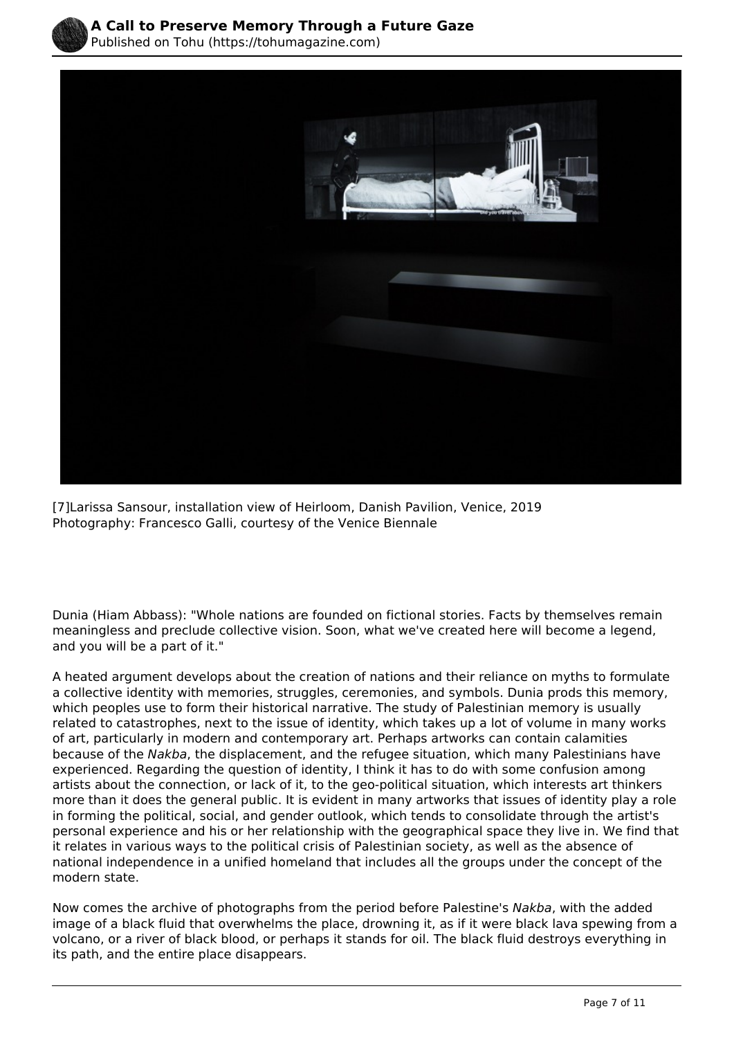[7]Larissa Sansour, installation view of Heirloom, Danish Pavilion, Venice, 2019
Photography: Francesco Galli, courtesy of the Venice Biennale

Dunia (Hiam Abbass): "Whole nations are founded on fictional stories. Facts by themselves remain meaningless and preclude collective vision. Soon, what we've created here will become a legend, and you will be a part of it."

A heated argument develops about the creation of nations and their reliance on myths to formulate a collective identity with memories, struggles, ceremonies, and symbols. Dunia prods this memory, which peoples use to form their historical narrative. The study of Palestinian memory is usually related to catastrophes, next to the issue of identity, which takes up a lot of volume in many works of art, particularly in modern and contemporary art. Perhaps artworks can contain calamities because of the *Nakba*, the displacement, and the refugee situation, which many Palestinians have experienced. Regarding the question of identity, I think it has to do with some confusion among artists about the connection, or lack of it, to the geo-political situation, which interests art thinkers more than it does the general public. It is evident in many artworks that issues of identity play a role in forming the political, social, and gender outlook, which tends to consolidate through the artist's personal experience and his or her relationship with the geographical space they live in. We find that it relates in various ways to the political crisis of Palestinian society, as well as the absence of national independence in a unified homeland that includes all the groups under the concept of the modern state.

Now comes the archive of photographs from the period before Palestine's *Nakba*, with the added image of a black fluid that overwhelms the place, drowning it, as if it were black lava spewing from a volcano, or a river of black blood, or perhaps it stands for oil. The black fluid destroys everything in its path, and the entire place disappears.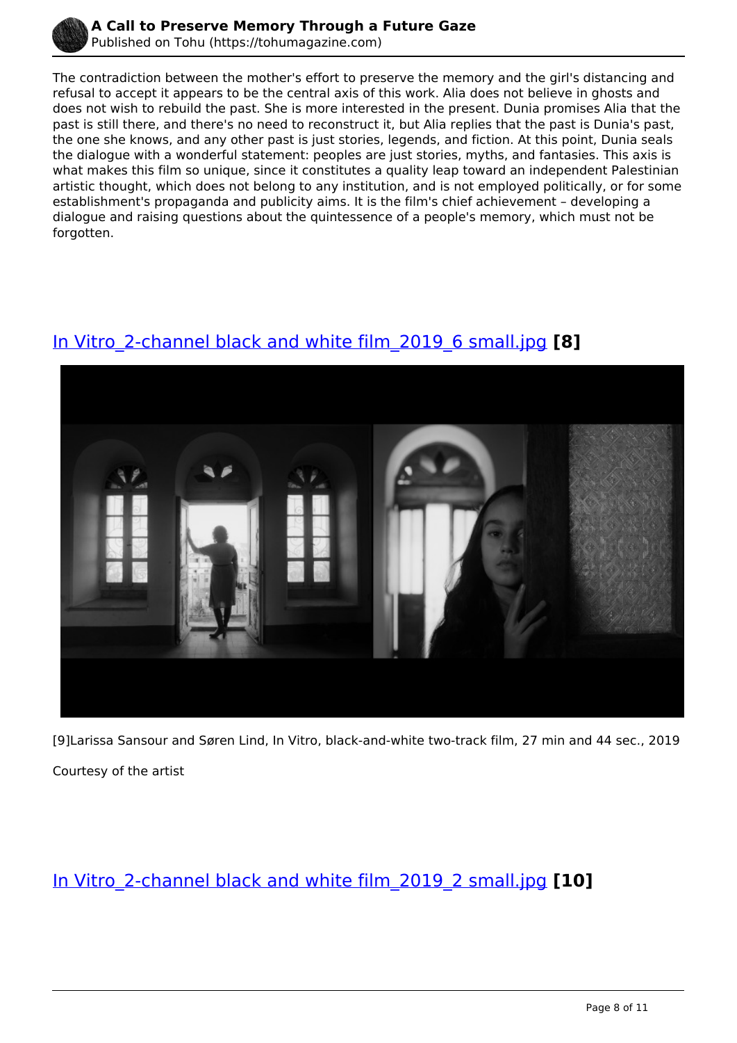The contradiction between the mother's effort to preserve the memory and the girl's distancing and refusal to accept it appears to be the central axis of this work. Alia does not believe in ghosts and does not wish to rebuild the past. She is more interested in the present. Dunia promises Alia that the past is still there, and there's no need to reconstruct it, but Alia replies that the past is Dunia's past, the one she knows, and any other past is just stories, legends, and fiction. At this point, Dunia seals the dialogue with a wonderful statement: peoples are just stories, myths, and fantasies. This axis is what makes this film so unique, since it constitutes a quality leap toward an independent Palestinian artistic thought, which does not belong to any institution, and is not employed politically, or for some establishment's propaganda and publicity aims. It is the film's chief achievement – developing a dialogue and raising questions about the quintessence of a people's memory, which must not be forgotten.

## In Vitro_2-channel black and white film_2019_6 small.jpg **[8]**

[9]Larissa Sansour and Søren Lind, In Vitro, black-and-white two-track film, 27 min and 44 sec., 2019

Courtesy of the artist

## In Vitro_2-channel black and white film_2019_2 small.jpg **[10]**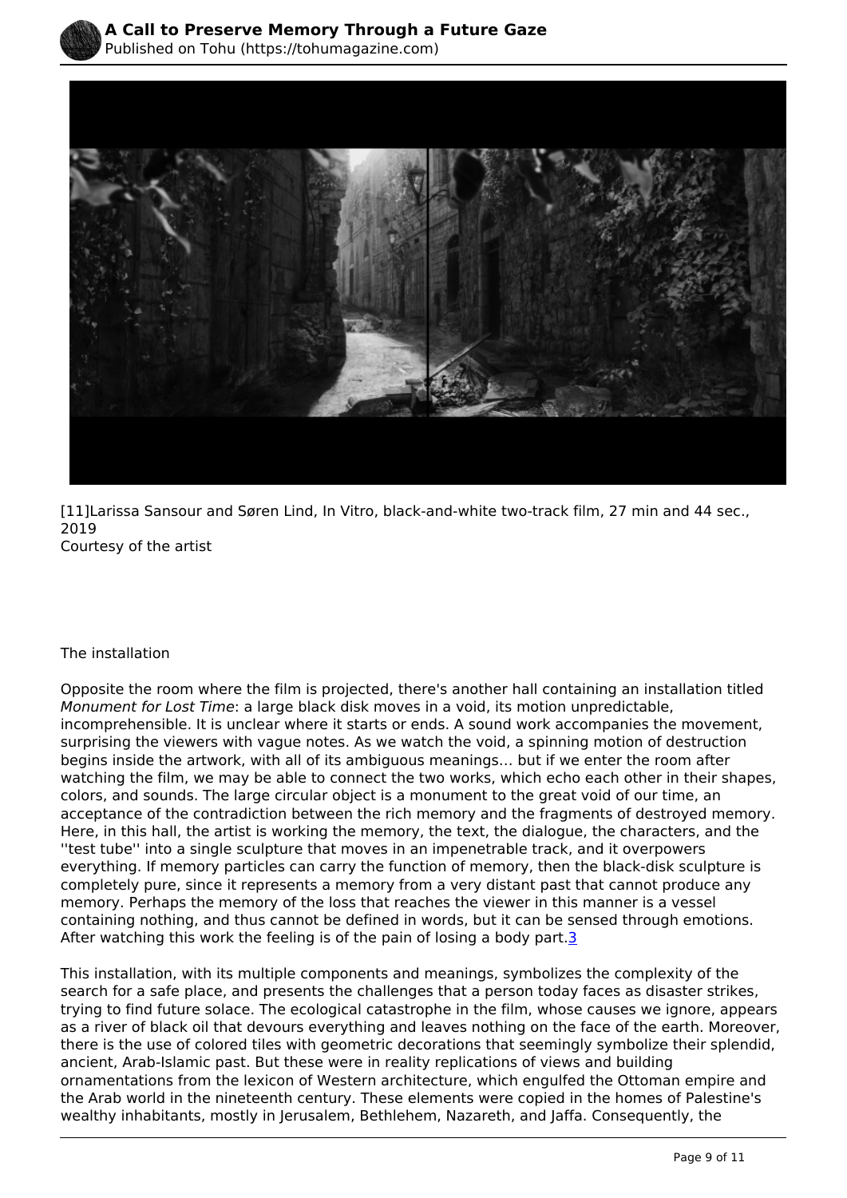[11]Larissa Sansour and Søren Lind, In Vitro, black-and-white two-track film, 27 min and 44 sec., 2019
Courtesy of the artist

The installation

Opposite the room where the film is projected, there's another hall containing an installation titled *Monument for Lost Time*: a large black disk moves in a void, its motion unpredictable, incomprehensible. It is unclear where it starts or ends. A sound work accompanies the movement, surprising the viewers with vague notes. As we watch the void, a spinning motion of destruction begins inside the artwork, with all of its ambiguous meanings… but if we enter the room after watching the film, we may be able to connect the two works, which echo each other in their shapes, colors, and sounds. The large circular object is a monument to the great void of our time, an acceptance of the contradiction between the rich memory and the fragments of destroyed memory. Here, in this hall, the artist is working the memory, the text, the dialogue, the characters, and the ''test tube'' into a single sculpture that moves in an impenetrable track, and it overpowers everything. If memory particles can carry the function of memory, then the black-disk sculpture is completely pure, since it represents a memory from a very distant past that cannot produce any memory. Perhaps the memory of the loss that reaches the viewer in this manner is a vessel containing nothing, and thus cannot be defined in words, but it can be sensed through emotions. After watching this work the feeling is of the pain of losing a body part.[3]

This installation, with its multiple components and meanings, symbolizes the complexity of the search for a safe place, and presents the challenges that a person today faces as disaster strikes, trying to find future solace. The ecological catastrophe in the film, whose causes we ignore, appears as a river of black oil that devours everything and leaves nothing on the face of the earth. Moreover, there is the use of colored tiles with geometric decorations that seemingly symbolize their splendid, ancient, Arab-Islamic past. But these were in reality replications of views and building ornamentations from the lexicon of Western architecture, which engulfed the Ottoman empire and the Arab world in the nineteenth century. These elements were copied in the homes of Palestine's wealthy inhabitants, mostly in Jerusalem, Bethlehem, Nazareth, and Jaffa. Consequently, the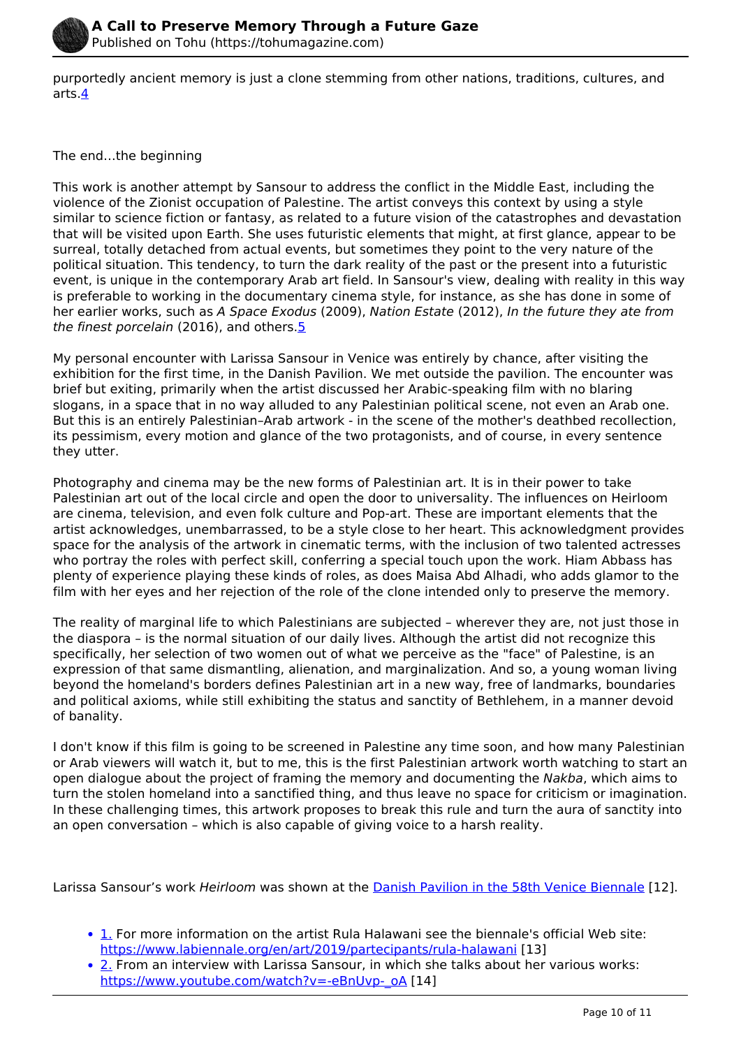purportedly ancient memory is just a clone stemming from other nations, traditions, cultures, and arts.[4]

The end…the beginning

This work is another attempt by Sansour to address the conflict in the Middle East, including the violence of the Zionist occupation of Palestine. The artist conveys this context by using a style similar to science fiction or fantasy, as related to a future vision of the catastrophes and devastation that will be visited upon Earth. She uses futuristic elements that might, at first glance, appear to be surreal, totally detached from actual events, but sometimes they point to the very nature of the political situation. This tendency, to turn the dark reality of the past or the present into a futuristic event, is unique in the contemporary Arab art field. In Sansour's view, dealing with reality in this way is preferable to working in the documentary cinema style, for instance, as she has done in some of her earlier works, such as *A Space Exodus* (2009), *Nation Estate* (2012), *In the future they ate from the finest porcelain* (2016), and others.[5]

My personal encounter with Larissa Sansour in Venice was entirely by chance, after visiting the exhibition for the first time, in the Danish Pavilion. We met outside the pavilion. The encounter was brief but exiting, primarily when the artist discussed her Arabic-speaking film with no blaring slogans, in a space that in no way alluded to any Palestinian political scene, not even an Arab one. But this is an entirely Palestinian–Arab artwork - in the scene of the mother's deathbed recollection, its pessimism, every motion and glance of the two protagonists, and of course, in every sentence they utter.

Photography and cinema may be the new forms of Palestinian art. It is in their power to take Palestinian art out of the local circle and open the door to universality. The influences on Heirloom are cinema, television, and even folk culture and Pop-art. These are important elements that the artist acknowledges, unembarrassed, to be a style close to her heart. This acknowledgment provides space for the analysis of the artwork in cinematic terms, with the inclusion of two talented actresses who portray the roles with perfect skill, conferring a special touch upon the work. Hiam Abbass has plenty of experience playing these kinds of roles, as does Maisa Abd Alhadi, who adds glamor to the film with her eyes and her rejection of the role of the clone intended only to preserve the memory.

The reality of marginal life to which Palestinians are subjected – wherever they are, not just those in the diaspora – is the normal situation of our daily lives. Although the artist did not recognize this specifically, her selection of two women out of what we perceive as the "face" of Palestine, is an expression of that same dismantling, alienation, and marginalization. And so, a young woman living beyond the homeland's borders defines Palestinian art in a new way, free of landmarks, boundaries and political axioms, while still exhibiting the status and sanctity of Bethlehem, in a manner devoid of banality.

I don't know if this film is going to be screened in Palestine any time soon, and how many Palestinian or Arab viewers will watch it, but to me, this is the first Palestinian artwork worth watching to start an open dialogue about the project of framing the memory and documenting the *Nakba*, which aims to turn the stolen homeland into a sanctified thing, and thus leave no space for criticism or imagination. In these challenging times, this artwork proposes to break this rule and turn the aura of sanctity into an open conversation – which is also capable of giving voice to a harsh reality.

Larissa Sansour's work *Heirloom* was shown at the Danish Pavilion in the 58th Venice Biennale [12].

- 1. For more information on the artist Rula Halawani see the biennale's official Web site: https://www.labiennale.org/en/art/2019/partecipants/rula-halawani [13]
- 2. From an interview with Larissa Sansour, in which she talks about her various works: https://www.youtube.com/watch?v=-eBnUvp-_oA [14]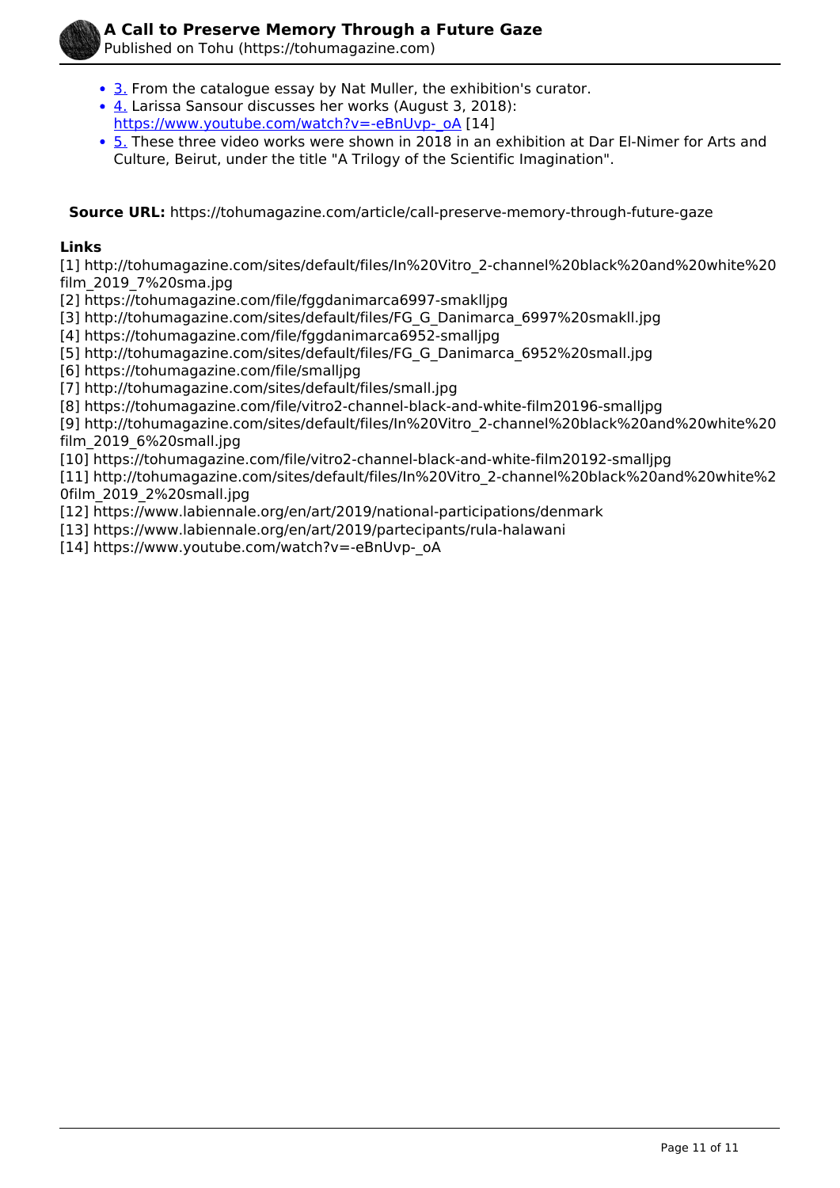- 3. From the catalogue essay by Nat Muller, the exhibition's curator.
- 4. Larissa Sansour discusses her works (August 3, 2018): https://www.youtube.com/watch?v=-eBnUvp-_oA [14]
- 5. These three video works were shown in 2018 in an exhibition at Dar El-Nimer for Arts and Culture, Beirut, under the title "A Trilogy of the Scientific Imagination".

**Source URL:** https://tohumagazine.com/article/call-preserve-memory-through-future-gaze

**Links**

[1] http://tohumagazine.com/sites/default/files/In%20Vitro_2-channel%20black%20and%20white%20film_2019_7%20sma.jpg
[2] https://tohumagazine.com/file/fggdanimarca6997-smaklljpg
[3] http://tohumagazine.com/sites/default/files/FG_G_Danimarca_6997%20smakll.jpg
[4] https://tohumagazine.com/file/fggdanimarca6952-smalljpg
[5] http://tohumagazine.com/sites/default/files/FG_G_Danimarca_6952%20small.jpg
[6] https://tohumagazine.com/file/smalljpg
[7] http://tohumagazine.com/sites/default/files/small.jpg
[8] https://tohumagazine.com/file/vitro2-channel-black-and-white-film20196-smalljpg
[9] http://tohumagazine.com/sites/default/files/In%20Vitro_2-channel%20black%20and%20white%20film_2019_6%20small.jpg
[10] https://tohumagazine.com/file/vitro2-channel-black-and-white-film20192-smalljpg
[11] http://tohumagazine.com/sites/default/files/In%20Vitro_2-channel%20black%20and%20white%20film_2019_2%20small.jpg
[12] https://www.labiennale.org/en/art/2019/national-participations/denmark
[13] https://www.labiennale.org/en/art/2019/partecipants/rula-halawani
[14] https://www.youtube.com/watch?v=-eBnUvp-_oA